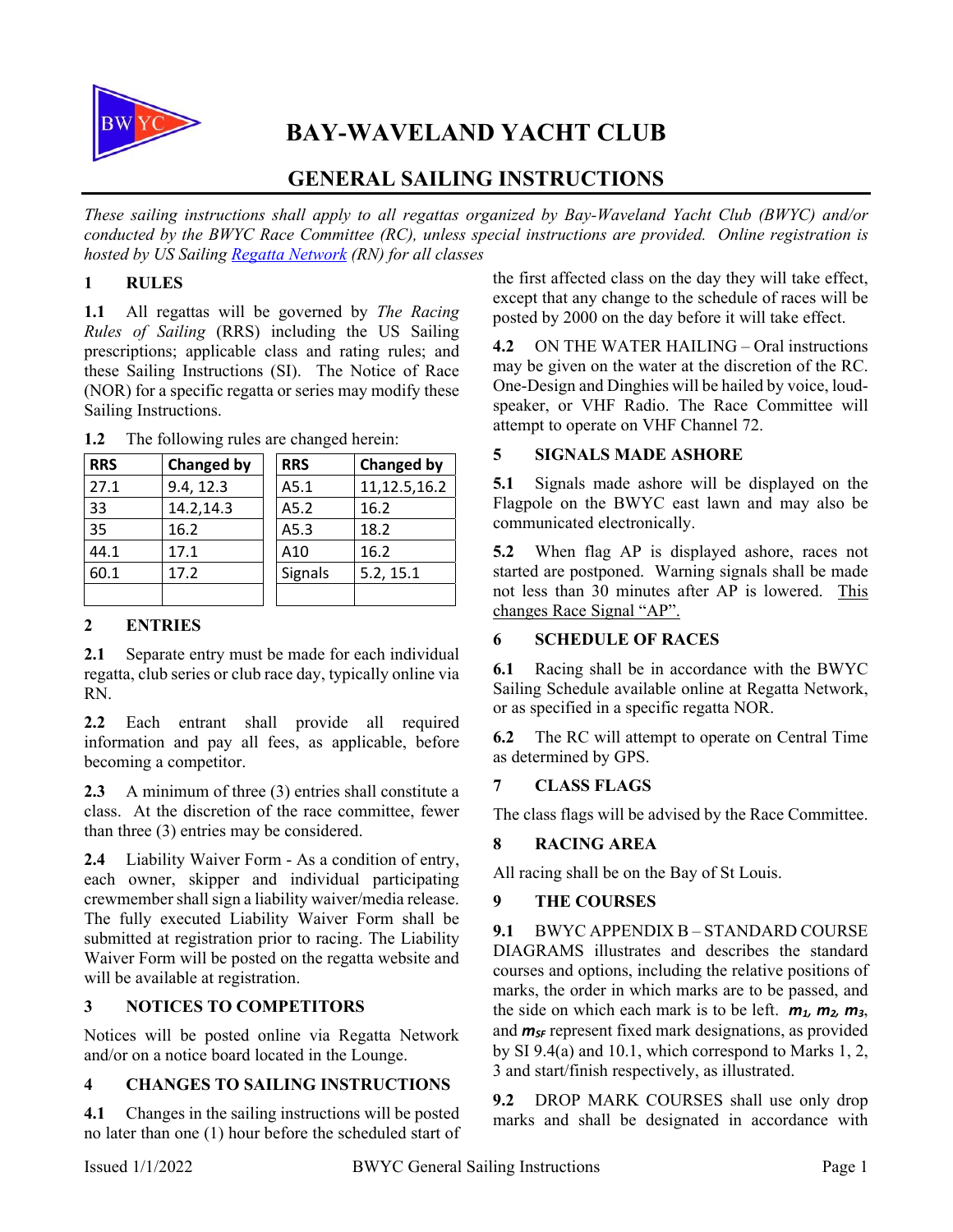# BAY-WAVELAND YACHT CLUB

## GENERAL SAILING INSTRUCTIONS

*These sailing instructions shall apply to all regattas organized by Bay-Waveland Yacht Club (BWYC) and/or conducted by the BWYC Race Committee (RC), unless special instructions are provided. Online registration is hosted by US Sailing [Regatta Network](Regatta Network) (RN) for all classes*

### 1 RULES

**1.1** All regattas will be governed by *The Racing Rules of Sailing* (RRS) including the US Sailing prescriptions; applicable class and rating rules; and these Sailing Instructions (SI). The Notice of Race (NOR) for a specific regatta or series may modify these Sailing Instructions.

**1.2** The following rules are changed herein:

| RRS | Changed by | RRS | Changed by |
|---|---|---|---|
| 27.1 | 9.4, 12.3 | A5.1 | 11,12.5,16.2 |
| 33 | 14.2,14.3 | A5.2 | 16.2 |
| 35 | 16.2 | A5.3 | 18.2 |
| 44.1 | 17.1 | A10 | 16.2 |
| 60.1 | 17.2 | Signals | 5.2, 15.1 |
| | | | |

### 2 ENTRIES

**2.1** Separate entry must be made for each individual regatta, club series or club race day, typically online via RN.

**2.2** Each entrant shall provide all required information and pay all fees, as applicable, before becoming a competitor.

**2.3** A minimum of three (3) entries shall constitute a class. At the discretion of the race committee, fewer than three (3) entries may be considered.

**2.4** Liability Waiver Form - As a condition of entry, each owner, skipper and individual participating crewmember shall sign a liability waiver/media release. The fully executed Liability Waiver Form shall be submitted at registration prior to racing. The Liability Waiver Form will be posted on the regatta website and will be available at registration.

### 3 NOTICES TO COMPETITORS

Notices will be posted online via Regatta Network and/or on a notice board located in the Lounge.

### 4 CHANGES TO SAILING INSTRUCTIONS

**4.1** Changes in the sailing instructions will be posted no later than one (1) hour before the scheduled start of the first affected class on the day they will take effect, except that any change to the schedule of races will be posted by 2000 on the day before it will take effect.

**4.2** ON THE WATER HAILING – Oral instructions may be given on the water at the discretion of the RC. One-Design and Dinghies will be hailed by voice, loud-speaker, or VHF Radio. The Race Committee will attempt to operate on VHF Channel 72.

### 5 SIGNALS MADE ASHORE

**5.1** Signals made ashore will be displayed on the Flagpole on the BWYC east lawn and may also be communicated electronically.

**5.2** When flag AP is displayed ashore, races not started are postponed. Warning signals shall be made not less than 30 minutes after AP is lowered. <u>This changes Race Signal "AP".</u>

### 6 SCHEDULE OF RACES

**6.1** Racing shall be in accordance with the BWYC Sailing Schedule available online at Regatta Network, or as specified in a specific regatta NOR.

**6.2** The RC will attempt to operate on Central Time as determined by GPS.

### 7 CLASS FLAGS

The class flags will be advised by the Race Committee.

### 8 RACING AREA

All racing shall be on the Bay of St Louis.

### 9 THE COURSES

**9.1** BWYC APPENDIX B – STANDARD COURSE DIAGRAMS illustrates and describes the standard courses and options, including the relative positions of marks, the order in which marks are to be passed, and the side on which each mark is to be left. $m_1$, $m_2$, $m_3$, and $m_{SF}$ represent fixed mark designations, as provided by SI 9.4(a) and 10.1, which correspond to Marks 1, 2, 3 and start/finish respectively, as illustrated.

**9.2** DROP MARK COURSES shall use only drop marks and shall be designated in accordance with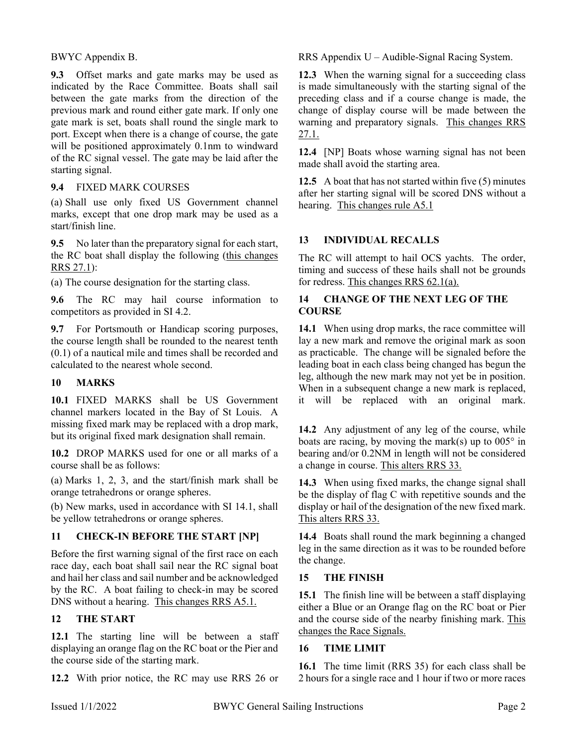BWYC Appendix B.

**9.3** Offset marks and gate marks may be used as indicated by the Race Committee. Boats shall sail between the gate marks from the direction of the previous mark and round either gate mark. If only one gate mark is set, boats shall round the single mark to port. Except when there is a change of course, the gate will be positioned approximately 0.1nm to windward of the RC signal vessel. The gate may be laid after the starting signal.

**9.4** FIXED MARK COURSES

(a) Shall use only fixed US Government channel marks, except that one drop mark may be used as a start/finish line.

**9.5** No later than the preparatory signal for each start, the RC boat shall display the following (<u>this changes RRS 27.1</u>):

(a) The course designation for the starting class.

**9.6** The RC may hail course information to competitors as provided in SI 4.2.

**9.7** For Portsmouth or Handicap scoring purposes, the course length shall be rounded to the nearest tenth (0.1) of a nautical mile and times shall be recorded and calculated to the nearest whole second.

## 10 MARKS

**10.1** FIXED MARKS shall be US Government channel markers located in the Bay of St Louis. A missing fixed mark may be replaced with a drop mark, but its original fixed mark designation shall remain.

**10.2** DROP MARKS used for one or all marks of a course shall be as follows:

(a) Marks 1, 2, 3, and the start/finish mark shall be orange tetrahedrons or orange spheres.

(b) New marks, used in accordance with SI 14.1, shall be yellow tetrahedrons or orange spheres.

## 11 CHECK-IN BEFORE THE START [NP]

Before the first warning signal of the first race on each race day, each boat shall sail near the RC signal boat and hail her class and sail number and be acknowledged by the RC. A boat failing to check-in may be scored DNS without a hearing. <u>This changes RRS A5.1.</u>

## 12 THE START

**12.1** The starting line will be between a staff displaying an orange flag on the RC boat or the Pier and the course side of the starting mark.

**12.2** With prior notice, the RC may use RRS 26 or RRS Appendix U – Audible-Signal Racing System.

**12.3** When the warning signal for a succeeding class is made simultaneously with the starting signal of the preceding class and if a course change is made, the change of display course will be made between the warning and preparatory signals. <u>This changes RRS 27.1.</u>

**12.4** [NP] Boats whose warning signal has not been made shall avoid the starting area.

**12.5** A boat that has not started within five (5) minutes after her starting signal will be scored DNS without a hearing. <u>This changes rule A5.1</u>

## 13 INDIVIDUAL RECALLS

The RC will attempt to hail OCS yachts. The order, timing and success of these hails shall not be grounds for redress. <u>This changes RRS 62.1(a).</u>

## 14 CHANGE OF THE NEXT LEG OF THE COURSE

**14.1** When using drop marks, the race committee will lay a new mark and remove the original mark as soon as practicable. The change will be signaled before the leading boat in each class being changed has begun the leg, although the new mark may not yet be in position. When in a subsequent change a new mark is replaced, it will be replaced with an original mark.

**14.2** Any adjustment of any leg of the course, while boats are racing, by moving the mark(s) up to 005° in bearing and/or 0.2NM in length will not be considered a change in course. <u>This alters RRS 33.</u>

**14.3** When using fixed marks, the change signal shall be the display of flag C with repetitive sounds and the display or hail of the designation of the new fixed mark. <u>This alters RRS 33.</u>

**14.4** Boats shall round the mark beginning a changed leg in the same direction as it was to be rounded before the change.

## 15 THE FINISH

**15.1** The finish line will be between a staff displaying either a Blue or an Orange flag on the RC boat or Pier and the course side of the nearby finishing mark. <u>This changes the Race Signals.</u>

## 16 TIME LIMIT

**16.1** The time limit (RRS 35) for each class shall be 2 hours for a single race and 1 hour if two or more races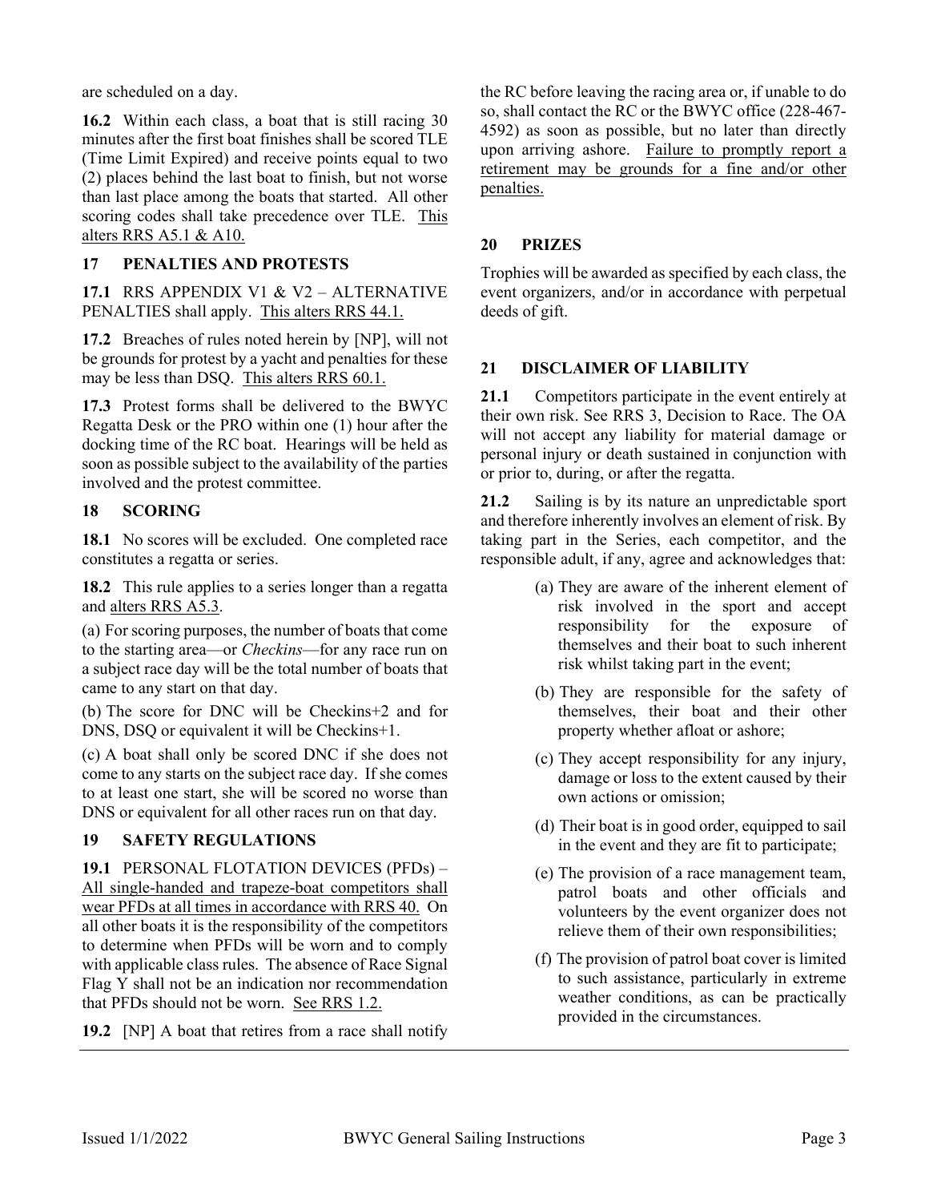are scheduled on a day.

**16.2** Within each class, a boat that is still racing 30 minutes after the first boat finishes shall be scored TLE (Time Limit Expired) and receive points equal to two (2) places behind the last boat to finish, but not worse than last place among the boats that started. All other scoring codes shall take precedence over TLE. <u>This alters RRS A5.1 & A10.</u>

## 17 PENALTIES AND PROTESTS

**17.1** RRS APPENDIX V1 & V2 – ALTERNATIVE PENALTIES shall apply. <u>This alters RRS 44.1.</u>

**17.2** Breaches of rules noted herein by [NP], will not be grounds for protest by a yacht and penalties for these may be less than DSQ. <u>This alters RRS 60.1.</u>

**17.3** Protest forms shall be delivered to the BWYC Regatta Desk or the PRO within one (1) hour after the docking time of the RC boat. Hearings will be held as soon as possible subject to the availability of the parties involved and the protest committee.

## 18 SCORING

**18.1** No scores will be excluded. One completed race constitutes a regatta or series.

**18.2** This rule applies to a series longer than a regatta and <u>alters RRS A5.3</u>.

(a) For scoring purposes, the number of boats that come to the starting area—or *Checkins*—for any race run on a subject race day will be the total number of boats that came to any start on that day.

(b) The score for DNC will be Checkins+2 and for DNS, DSQ or equivalent it will be Checkins+1.

(c) A boat shall only be scored DNC if she does not come to any starts on the subject race day. If she comes to at least one start, she will be scored no worse than DNS or equivalent for all other races run on that day.

## 19 SAFETY REGULATIONS

**19.1** PERSONAL FLOTATION DEVICES (PFDs) – <u>All single-handed and trapeze-boat competitors shall wear PFDs at all times in accordance with RRS 40.</u> On all other boats it is the responsibility of the competitors to determine when PFDs will be worn and to comply with applicable class rules. The absence of Race Signal Flag Y shall not be an indication nor recommendation that PFDs should not be worn. <u>See RRS 1.2.</u>

**19.2** [NP] A boat that retires from a race shall notify the RC before leaving the racing area or, if unable to do so, shall contact the RC or the BWYC office (228-467-4592) as soon as possible, but no later than directly upon arriving ashore. <u>Failure to promptly report a retirement may be grounds for a fine and/or other penalties.</u>

## 20 PRIZES

Trophies will be awarded as specified by each class, the event organizers, and/or in accordance with perpetual deeds of gift.

## 21 DISCLAIMER OF LIABILITY

**21.1** Competitors participate in the event entirely at their own risk. See RRS 3, Decision to Race. The OA will not accept any liability for material damage or personal injury or death sustained in conjunction with or prior to, during, or after the regatta.

**21.2** Sailing is by its nature an unpredictable sport and therefore inherently involves an element of risk. By taking part in the Series, each competitor, and the responsible adult, if any, agree and acknowledges that:

(a) They are aware of the inherent element of risk involved in the sport and accept responsibility for the exposure of themselves and their boat to such inherent risk whilst taking part in the event;

(b) They are responsible for the safety of themselves, their boat and their other property whether afloat or ashore;

(c) They accept responsibility for any injury, damage or loss to the extent caused by their own actions or omission;

(d) Their boat is in good order, equipped to sail in the event and they are fit to participate;

(e) The provision of a race management team, patrol boats and other officials and volunteers by the event organizer does not relieve them of their own responsibilities;

(f) The provision of patrol boat cover is limited to such assistance, particularly in extreme weather conditions, as can be practically provided in the circumstances.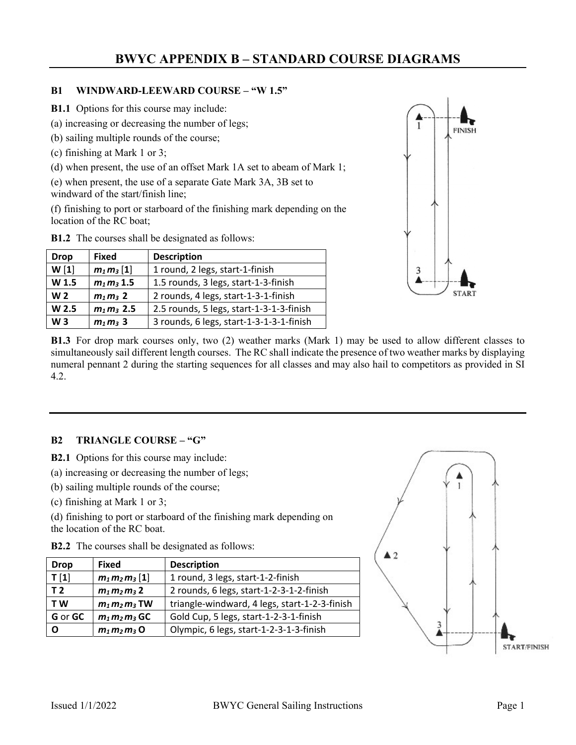# BWYC APPENDIX B – STANDARD COURSE DIAGRAMS

## B1 WINDWARD-LEEWARD COURSE – "W 1.5"

**B1.1** Options for this course may include:

(a) increasing or decreasing the number of legs;

(b) sailing multiple rounds of the course;

(c) finishing at Mark 1 or 3;

(d) when present, the use of an offset Mark 1A set to abeam of Mark 1;

(e) when present, the use of a separate Gate Mark 3A, 3B set to windward of the start/finish line;

(f) finishing to port or starboard of the finishing mark depending on the location of the RC boat;

**B1.2** The courses shall be designated as follows:

| Drop | Fixed | Description |
|---|---|---|
| **W** [**1**] | $m_1\, m_3$ [**1**] | 1 round, 2 legs, start-1-finish |
| **W 1.5** | $m_1\, m_3$ **1.5** | 1.5 rounds, 3 legs, start-1-3-finish |
| **W 2** | $m_1\, m_3$ **2** | 2 rounds, 4 legs, start-1-3-1-finish |
| **W 2.5** | $m_1\, m_3$ **2.5** | 2.5 rounds, 5 legs, start-1-3-1-3-finish |
| **W 3** | $m_1\, m_3$ **3** | 3 rounds, 6 legs, start-1-3-1-3-1-finish |

1
FINISH
3
START

**B1.3** For drop mark courses only, two (2) weather marks (Mark 1) may be used to allow different classes to simultaneously sail different length courses. The RC shall indicate the presence of two weather marks by displaying numeral pennant 2 during the starting sequences for all classes and may also hail to competitors as provided in SI 4.2.

---

## B2 TRIANGLE COURSE – "G"

**B2.1** Options for this course may include:

(a) increasing or decreasing the number of legs;

(b) sailing multiple rounds of the course;

(c) finishing at Mark 1 or 3;

(d) finishing to port or starboard of the finishing mark depending on the location of the RC boat.

**B2.2** The courses shall be designated as follows:

| Drop | Fixed | Description |
|---|---|---|
| **T** [**1**] | $m_1\, m_2\, m_3$ [**1**] | 1 round, 3 legs, start-1-2-finish |
| **T 2** | $m_1\, m_2\, m_3$ **2** | 2 rounds, 6 legs, start-1-2-3-1-2-finish |
| **T W** | $m_1\, m_2\, m_3$ **TW** | triangle-windward, 4 legs, start-1-2-3-finish |
| **G** or **GC** | $m_1\, m_2\, m_3$ **GC** | Gold Cup, 5 legs, start-1-2-3-1-finish |
| **O** | $m_1\, m_2\, m_3$ **O** | Olympic, 6 legs, start-1-2-3-1-3-finish |

1
2
3
START/FINISH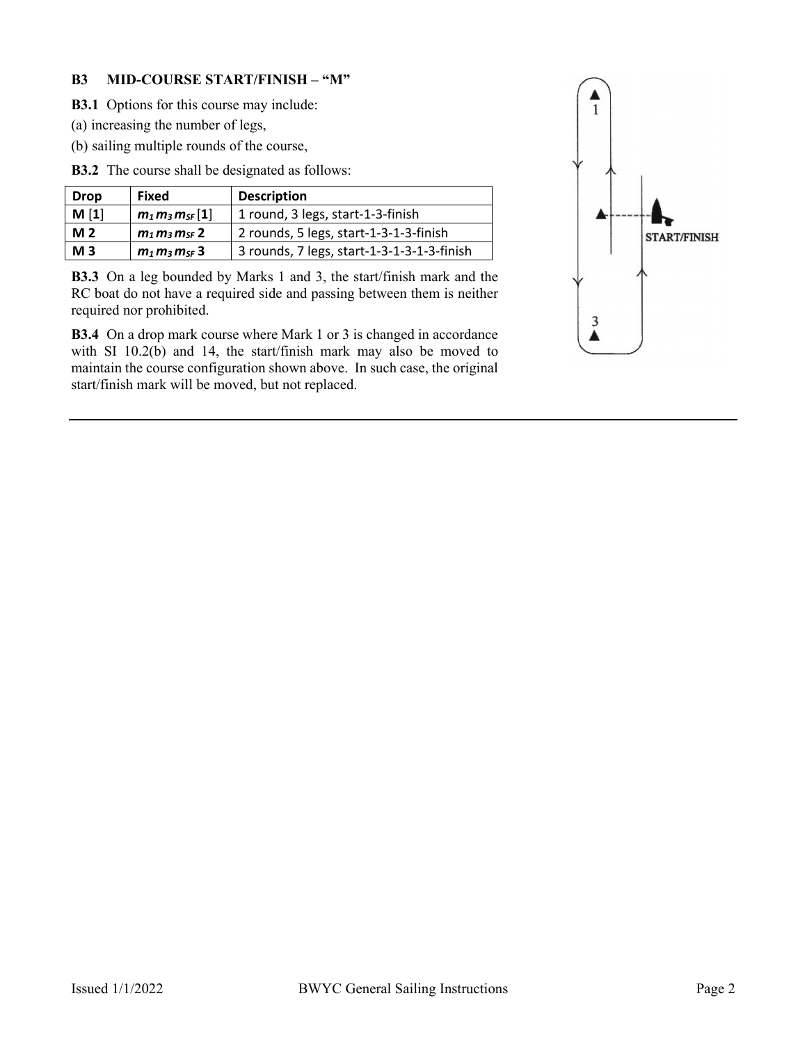## B3 MID-COURSE START/FINISH – "M"

**B3.1** Options for this course may include:

(a) increasing the number of legs,

(b) sailing multiple rounds of the course,

**B3.2** The course shall be designated as follows:

| Drop | Fixed | Description |
| --- | --- | --- |
| **M** [**1**] | $m_1\,m_3\,m_{SF}$ [**1**] | 1 round, 3 legs, start-1-3-finish |
| **M 2** | $m_1\,m_3\,m_{SF}$ **2** | 2 rounds, 5 legs, start-1-3-1-3-finish |
| **M 3** | $m_1\,m_3\,m_{SF}$ **3** | 3 rounds, 7 legs, start-1-3-1-3-1-3-finish |

**B3.3** On a leg bounded by Marks 1 and 3, the start/finish mark and the RC boat do not have a required side and passing between them is neither required nor prohibited.

**B3.4** On a drop mark course where Mark 1 or 3 is changed in accordance with SI 10.2(b) and 14, the start/finish mark may also be moved to maintain the course configuration shown above. In such case, the original start/finish mark will be moved, but not replaced.

1

START/FINISH

3